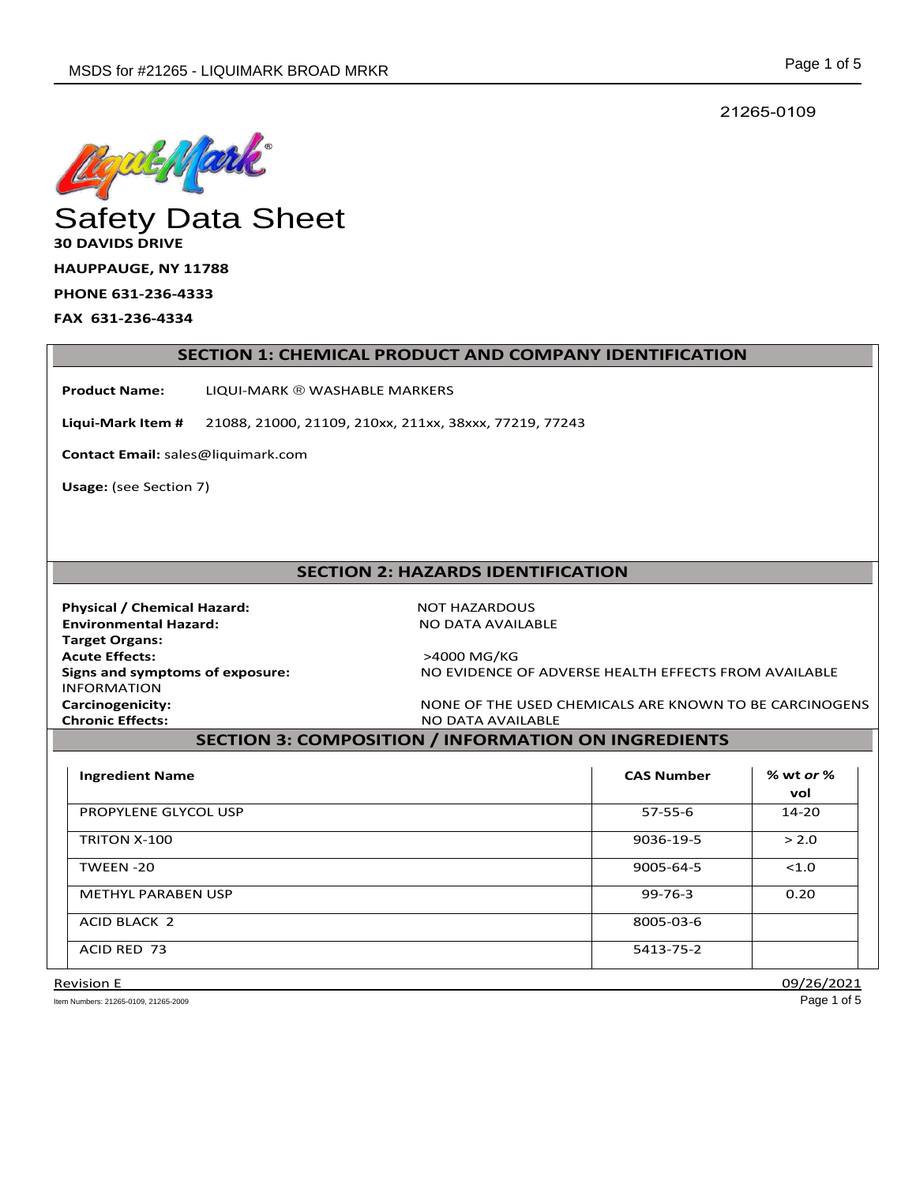21265-0109

# Safety Data Sheet

**30 DAVIDS DRIVE**

**HAUPPAUGE, NY 11788**

**PHONE 631-236-4333**

**FAX 631-236-4334**

## SECTION 1: CHEMICAL PRODUCT AND COMPANY IDENTIFICATION

**Product Name:** LIQUI-MARK ® WASHABLE MARKERS

**Liqui-Mark Item #** 21088, 21000, 21109, 210xx, 211xx, 38xxx, 77219, 77243

**Contact Email:** sales@liquimark.com

**Usage:** (see Section 7)

## SECTION 2: HAZARDS IDENTIFICATION

**Physical / Chemical Hazard:** NOT HAZARDOUS
**Environmental Hazard:** NO DATA AVAILABLE
**Target Organs:**
**Acute Effects:** >4000 MG/KG
**Signs and symptoms of exposure:** NO EVIDENCE OF ADVERSE HEALTH EFFECTS FROM AVAILABLE INFORMATION
**Carcinogenicity:** NONE OF THE USED CHEMICALS ARE KNOWN TO BE CARCINOGENS
**Chronic Effects:** NO DATA AVAILABLE

## SECTION 3: COMPOSITION / INFORMATION ON INGREDIENTS

| **Ingredient Name** | **CAS Number** | **% wt *or* % vol** |
|---|---|---|
| PROPYLENE GLYCOL USP | 57-55-6 | 14-20 |
| TRITON X-100 | 9036-19-5 | > 2.0 |
| TWEEN -20 | 9005-64-5 | <1.0 |
| METHYL PARABEN USP | 99-76-3 | 0.20 |
| ACID BLACK 2 | 8005-03-6 | |
| ACID RED 73 | 5413-75-2 | |

Revision E 09/26/2021

Item Numbers: 21265-0109, 21265-2009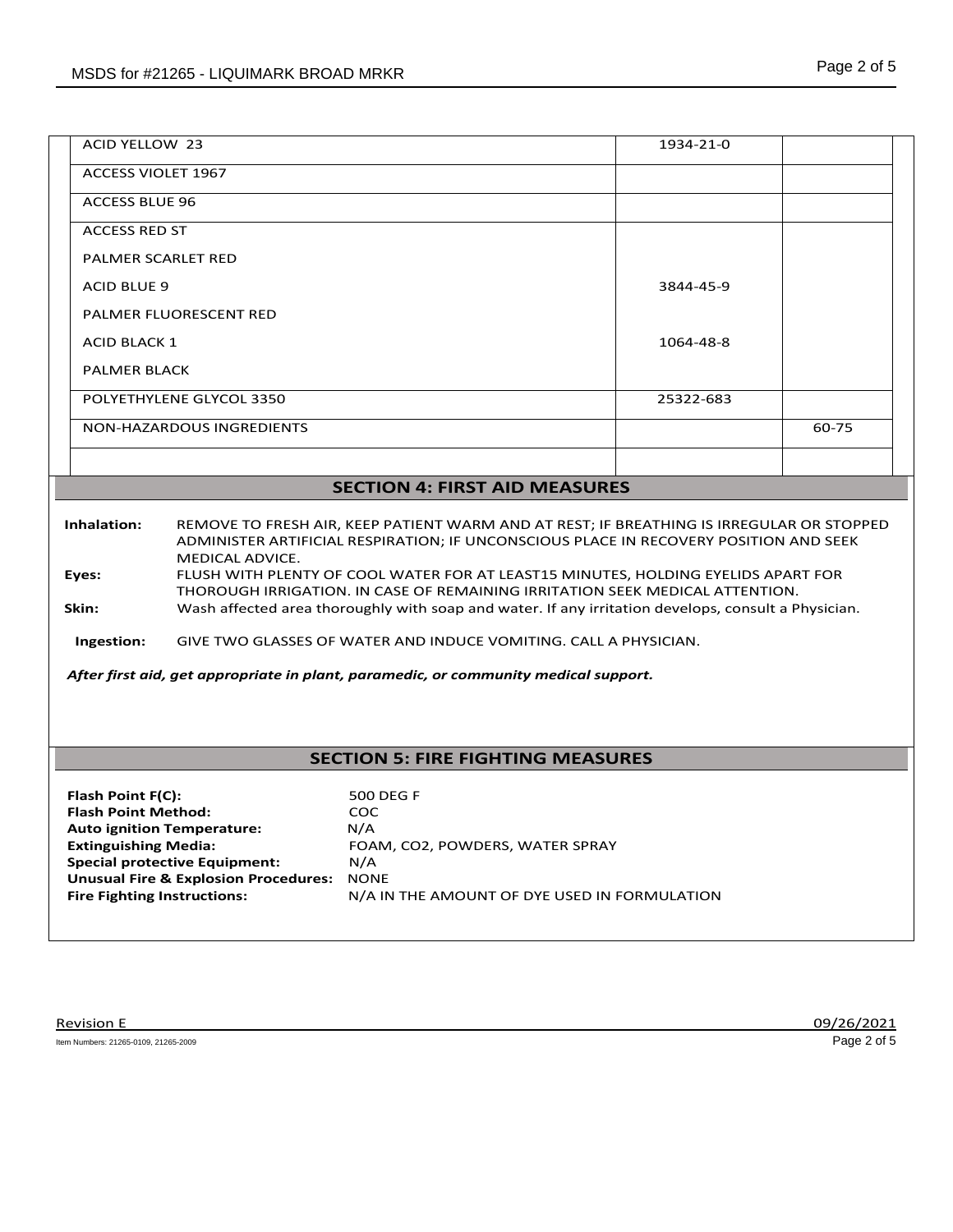| | | |
|---|---|---|
| ACID YELLOW 23 | 1934-21-0 | |
| ACCESS VIOLET 1967 | | |
| ACCESS BLUE 96 | | |
| ACCESS RED ST<br>PALMER SCARLET RED<br>ACID BLUE 9<br>PALMER FLUORESCENT RED<br>ACID BLACK 1<br>PALMER BLACK | <br><br>3844-45-9<br><br>1064-48-8<br> | |
| POLYETHYLENE GLYCOL 3350 | 25322-683 | |
| NON-HAZARDOUS INGREDIENTS | | 60-75 |
| | | |

## SECTION 4: FIRST AID MEASURES

**Inhalation:** REMOVE TO FRESH AIR, KEEP PATIENT WARM AND AT REST; IF BREATHING IS IRREGULAR OR STOPPED ADMINISTER ARTIFICIAL RESPIRATION; IF UNCONSCIOUS PLACE IN RECOVERY POSITION AND SEEK MEDICAL ADVICE.

**Eyes:** FLUSH WITH PLENTY OF COOL WATER FOR AT LEAST15 MINUTES, HOLDING EYELIDS APART FOR THOROUGH IRRIGATION. IN CASE OF REMAINING IRRITATION SEEK MEDICAL ATTENTION.

**Skin:** Wash affected area thoroughly with soap and water. If any irritation develops, consult a Physician.

**Ingestion:** GIVE TWO GLASSES OF WATER AND INDUCE VOMITING. CALL A PHYSICIAN.

***After first aid, get appropriate in plant, paramedic, or community medical support.***

## SECTION 5: FIRE FIGHTING MEASURES

**Flash Point F(C):** 500 DEG F
**Flash Point Method:** COC
**Auto ignition Temperature:** N/A
**Extinguishing Media:** FOAM, CO2, POWDERS, WATER SPRAY
**Special protective Equipment:** N/A
**Unusual Fire & Explosion Procedures:** NONE
**Fire Fighting Instructions:** N/A IN THE AMOUNT OF DYE USED IN FORMULATION

Revision E 09/26/2021

Item Numbers: 21265-0109, 21265-2009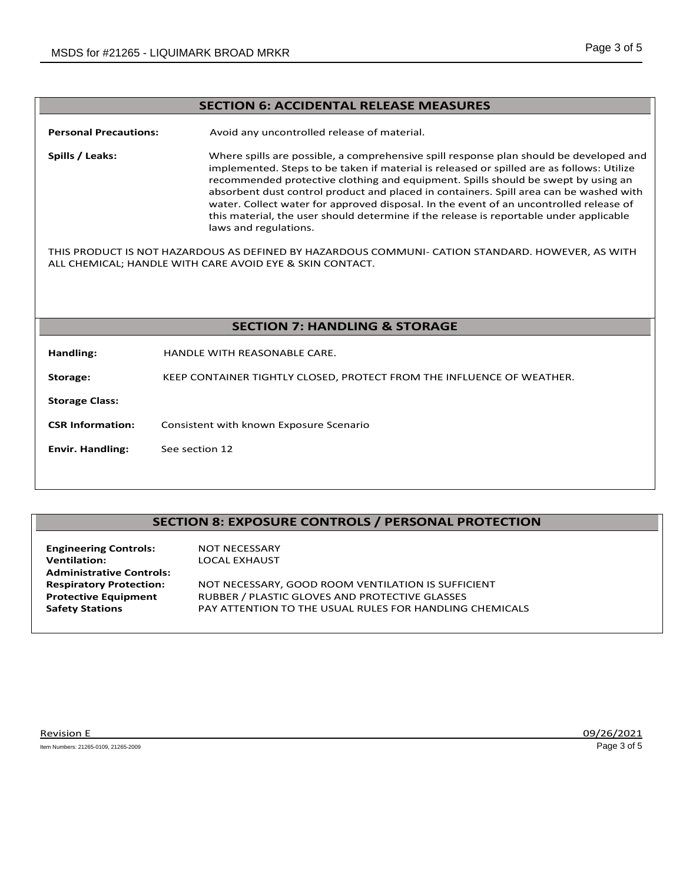## SECTION 6: ACCIDENTAL RELEASE MEASURES

**Personal Precautions:** Avoid any uncontrolled release of material.

**Spills / Leaks:** Where spills are possible, a comprehensive spill response plan should be developed and implemented. Steps to be taken if material is released or spilled are as follows: Utilize recommended protective clothing and equipment. Spills should be swept by using an absorbent dust control product and placed in containers. Spill area can be washed with water. Collect water for approved disposal. In the event of an uncontrolled release of this material, the user should determine if the release is reportable under applicable laws and regulations.

THIS PRODUCT IS NOT HAZARDOUS AS DEFINED BY HAZARDOUS COMMUNI- CATION STANDARD. HOWEVER, AS WITH ALL CHEMICAL; HANDLE WITH CARE AVOID EYE & SKIN CONTACT.

## SECTION 7: HANDLING & STORAGE

**Handling:** HANDLE WITH REASONABLE CARE.

**Storage:** KEEP CONTAINER TIGHTLY CLOSED, PROTECT FROM THE INFLUENCE OF WEATHER.

**Storage Class:**

**CSR Information:** Consistent with known Exposure Scenario

**Envir. Handling:** See section 12

## SECTION 8: EXPOSURE CONTROLS / PERSONAL PROTECTION

**Engineering Controls:** NOT NECESSARY
**Ventilation:** LOCAL EXHAUST
**Administrative Controls:**
**Respiratory Protection:** NOT NECESSARY, GOOD ROOM VENTILATION IS SUFFICIENT
**Protective Equipment** RUBBER / PLASTIC GLOVES AND PROTECTIVE GLASSES
**Safety Stations** PAY ATTENTION TO THE USUAL RULES FOR HANDLING CHEMICALS

Revision E 09/26/2021

Item Numbers: 21265-0109, 21265-2009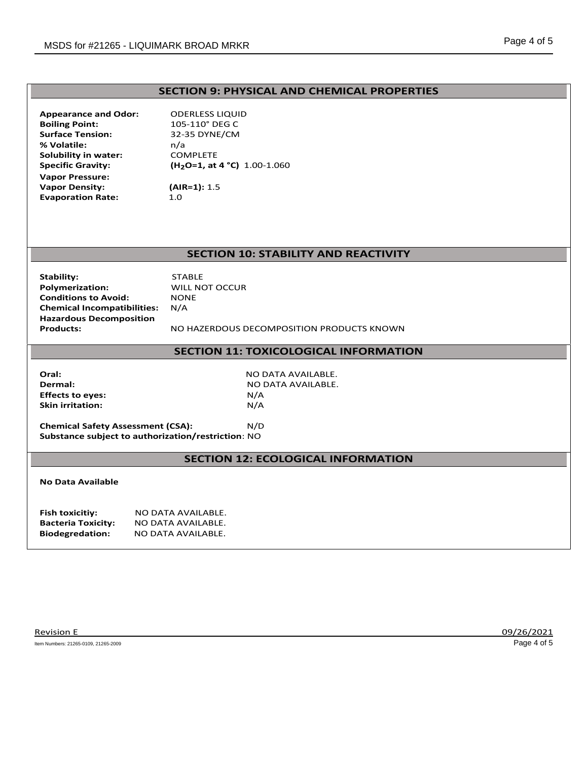## SECTION 9: PHYSICAL AND CHEMICAL PROPERTIES

**Appearance and Odor:** ODERLESS LIQUID
**Boiling Point:** 105-110° DEG C
**Surface Tension:** 32-35 DYNE/CM
**% Volatile:** n/a
**Solubility in water:** COMPLETE
**Specific Gravity:** **($H_2O$=1, at 4 °C)** 1.00-1.060
**Vapor Pressure:**
**Vapor Density:** **(AIR=1):** 1.5
**Evaporation Rate:** 1.0

## SECTION 10: STABILITY AND REACTIVITY

**Stability:** STABLE
**Polymerization:** WILL NOT OCCUR
**Conditions to Avoid:** NONE
**Chemical Incompatibilities:** N/A
**Hazardous Decomposition Products:** NO HAZERDOUS DECOMPOSITION PRODUCTS KNOWN

## SECTION 11: TOXICOLOGICAL INFORMATION

**Oral:** NO DATA AVAILABLE.
**Dermal:** NO DATA AVAILABLE.
**Effects to eyes:** N/A
**Skin irritation:** N/A

**Chemical Safety Assessment (CSA):** N/D
**Substance subject to authorization/restriction**: NO

## SECTION 12: ECOLOGICAL INFORMATION

**No Data Available**

**Fish toxicitiy:** NO DATA AVAILABLE.
**Bacteria Toxicity:** NO DATA AVAILABLE.
**Biodegredation:** NO DATA AVAILABLE.

Revision E 09/26/2021

Item Numbers: 21265-0109, 21265-2009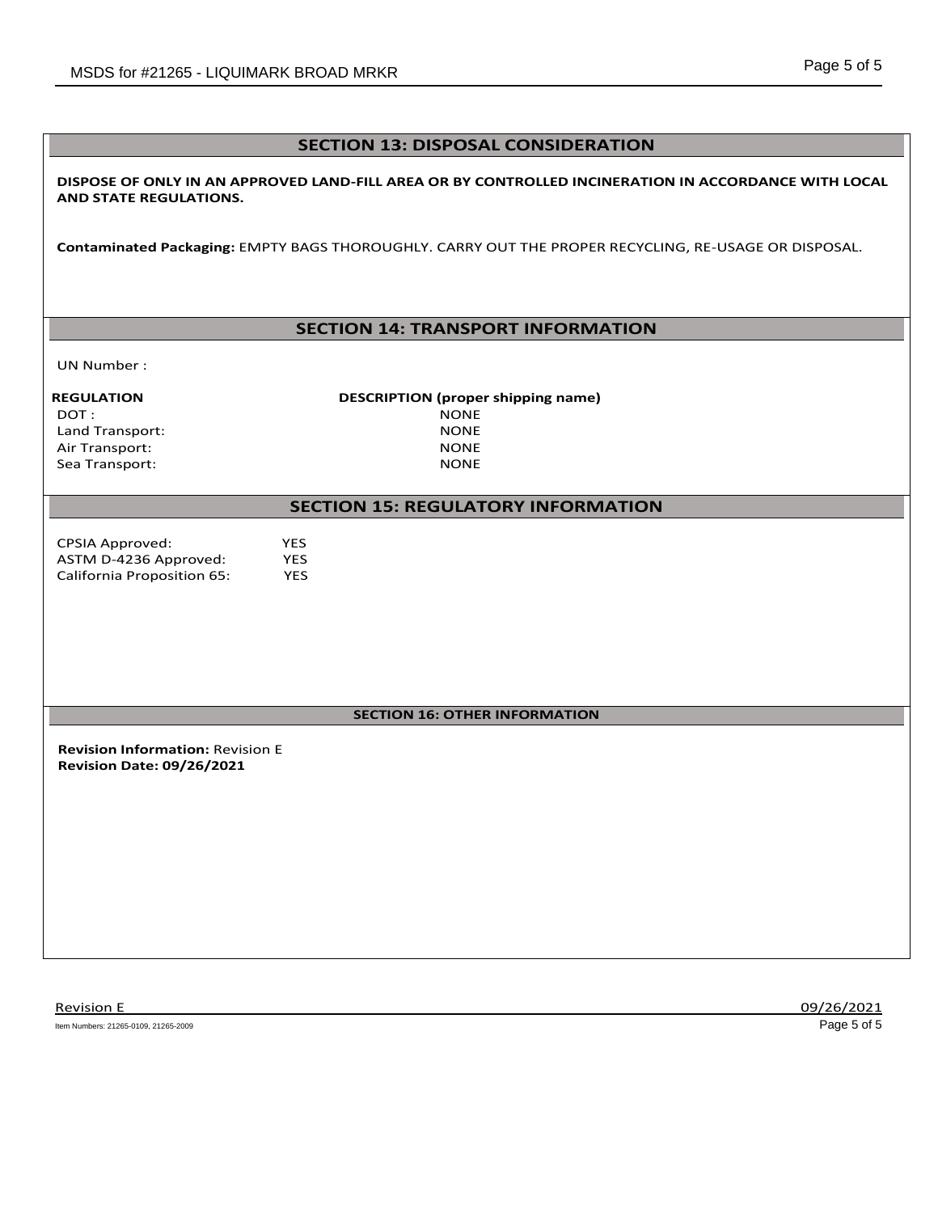## SECTION 13: DISPOSAL CONSIDERATION

**DISPOSE OF ONLY IN AN APPROVED LAND-FILL AREA OR BY CONTROLLED INCINERATION IN ACCORDANCE WITH LOCAL AND STATE REGULATIONS.**

**Contaminated Packaging:** EMPTY BAGS THOROUGHLY. CARRY OUT THE PROPER RECYCLING, RE-USAGE OR DISPOSAL.

## SECTION 14: TRANSPORT INFORMATION

UN Number :

| REGULATION | DESCRIPTION (proper shipping name) |
|---|---|
| DOT : | NONE |
| Land Transport: | NONE |
| Air Transport: | NONE |
| Sea Transport: | NONE |

## SECTION 15: REGULATORY INFORMATION

| | |
|---|---|
| CPSIA Approved: | YES |
| ASTM D-4236 Approved: | YES |
| California Proposition 65: | YES |

## SECTION 16: OTHER INFORMATION

**Revision Information:** Revision E
**Revision Date: 09/26/2021**

Item Numbers: 21265-0109, 21265-2009